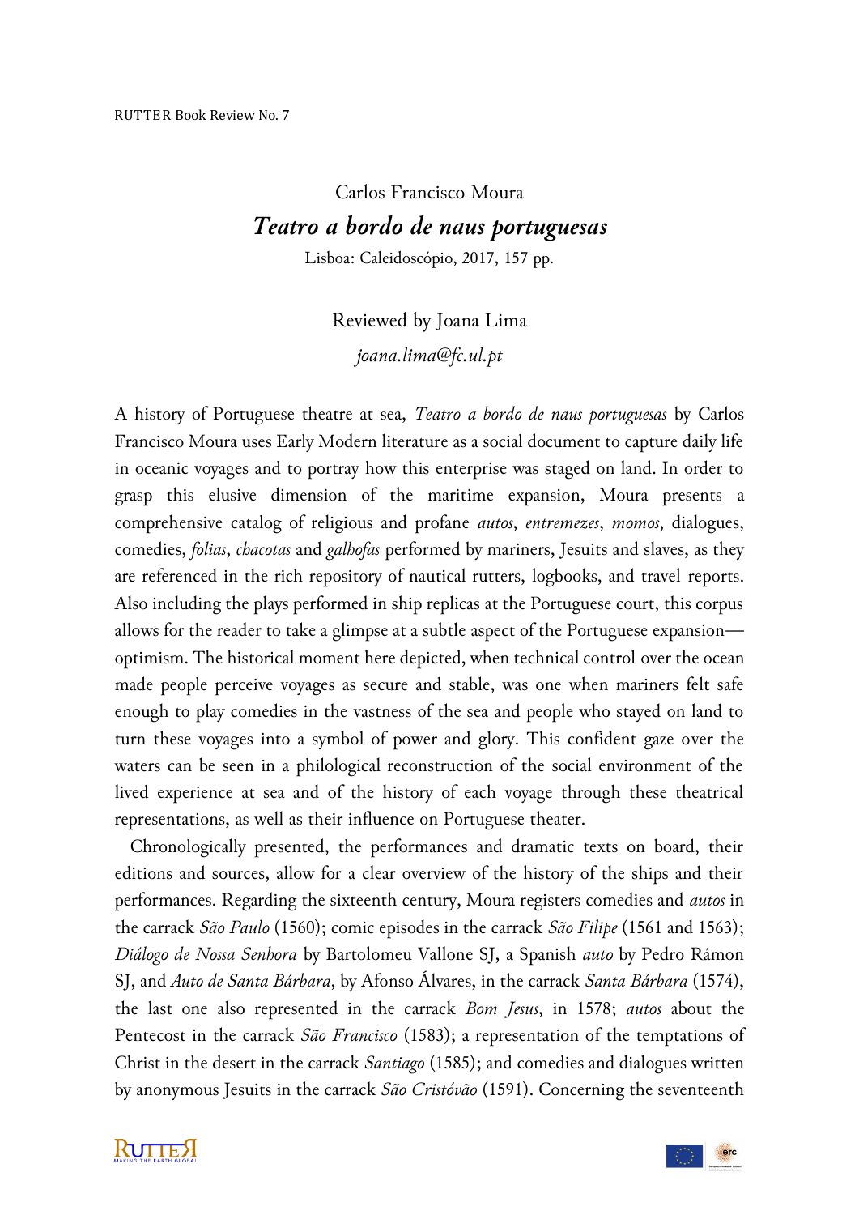Carlos Francisco Moura

# *Teatro a bordo de naus portuguesas*

Lisboa: Caleidoscópio, 2017, 157 pp.

Reviewed by Joana Lima

*joana.lima@fc.ul.pt*

A history of Portuguese theatre at sea, *Teatro a bordo de naus portuguesas* by Carlos Francisco Moura uses Early Modern literature as a social document to capture daily life in oceanic voyages and to portray how this enterprise was staged on land. In order to grasp this elusive dimension of the maritime expansion, Moura presents a comprehensive catalog of religious and profane *autos*, *entremezes*, *momos*, dialogues, comedies, *folias*, *chacotas* and *galhofas* performed by mariners, Jesuits and slaves, as they are referenced in the rich repository of nautical rutters, logbooks, and travel reports. Also including the plays performed in ship replicas at the Portuguese court, this corpus allows for the reader to take a glimpse at a subtle aspect of the Portuguese expansion—optimism. The historical moment here depicted, when technical control over the ocean made people perceive voyages as secure and stable, was one when mariners felt safe enough to play comedies in the vastness of the sea and people who stayed on land to turn these voyages into a symbol of power and glory. This confident gaze over the waters can be seen in a philological reconstruction of the social environment of the lived experience at sea and of the history of each voyage through these theatrical representations, as well as their influence on Portuguese theater.

Chronologically presented, the performances and dramatic texts on board, their editions and sources, allow for a clear overview of the history of the ships and their performances. Regarding the sixteenth century, Moura registers comedies and *autos* in the carrack *São Paulo* (1560); comic episodes in the carrack *São Filipe* (1561 and 1563); *Diálogo de Nossa Senhora* by Bartolomeu Vallone SJ, a Spanish *auto* by Pedro Rámon SJ, and *Auto de Santa Bárbara*, by Afonso Álvares, in the carrack *Santa Bárbara* (1574), the last one also represented in the carrack *Bom Jesus*, in 1578; *autos* about the Pentecost in the carrack *São Francisco* (1583); a representation of the temptations of Christ in the desert in the carrack *Santiago* (1585); and comedies and dialogues written by anonymous Jesuits in the carrack *São Cristóvão* (1591). Concerning the seventeenth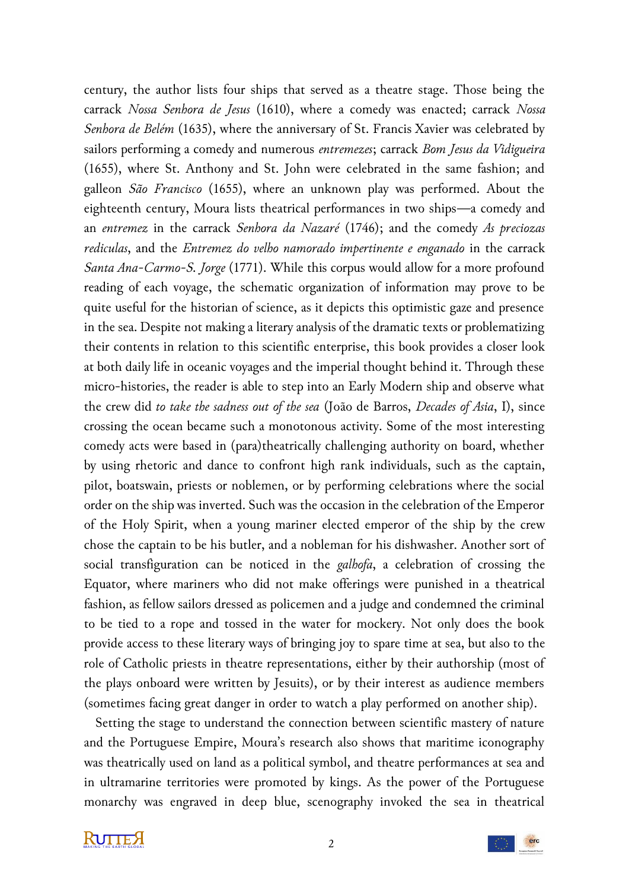century, the author lists four ships that served as a theatre stage. Those being the carrack *Nossa Senhora de Jesus* (1610), where a comedy was enacted; carrack *Nossa Senhora de Belém* (1635), where the anniversary of St. Francis Xavier was celebrated by sailors performing a comedy and numerous *entremezes*; carrack *Bom Jesus da Vidigueira* (1655), where St. Anthony and St. John were celebrated in the same fashion; and galleon *São Francisco* (1655), where an unknown play was performed. About the eighteenth century, Moura lists theatrical performances in two ships—a comedy and an *entremez* in the carrack *Senhora da Nazaré* (1746); and the comedy *As preciozas rediculas*, and the *Entremez do velho namorado impertinente e enganado* in the carrack *Santa Ana-Carmo-S. Jorge* (1771). While this corpus would allow for a more profound reading of each voyage, the schematic organization of information may prove to be quite useful for the historian of science, as it depicts this optimistic gaze and presence in the sea. Despite not making a literary analysis of the dramatic texts or problematizing their contents in relation to this scientific enterprise, this book provides a closer look at both daily life in oceanic voyages and the imperial thought behind it. Through these micro-histories, the reader is able to step into an Early Modern ship and observe what the crew did *to take the sadness out of the sea* (João de Barros, *Decades of Asia*, I), since crossing the ocean became such a monotonous activity. Some of the most interesting comedy acts were based in (para)theatrically challenging authority on board, whether by using rhetoric and dance to confront high rank individuals, such as the captain, pilot, boatswain, priests or noblemen, or by performing celebrations where the social order on the ship was inverted. Such was the occasion in the celebration of the Emperor of the Holy Spirit, when a young mariner elected emperor of the ship by the crew chose the captain to be his butler, and a nobleman for his dishwasher. Another sort of social transfiguration can be noticed in the *galhofa*, a celebration of crossing the Equator, where mariners who did not make offerings were punished in a theatrical fashion, as fellow sailors dressed as policemen and a judge and condemned the criminal to be tied to a rope and tossed in the water for mockery. Not only does the book provide access to these literary ways of bringing joy to spare time at sea, but also to the role of Catholic priests in theatre representations, either by their authorship (most of the plays onboard were written by Jesuits), or by their interest as audience members (sometimes facing great danger in order to watch a play performed on another ship).

Setting the stage to understand the connection between scientific mastery of nature and the Portuguese Empire, Moura's research also shows that maritime iconography was theatrically used on land as a political symbol, and theatre performances at sea and in ultramarine territories were promoted by kings. As the power of the Portuguese monarchy was engraved in deep blue, scenography invoked the sea in theatrical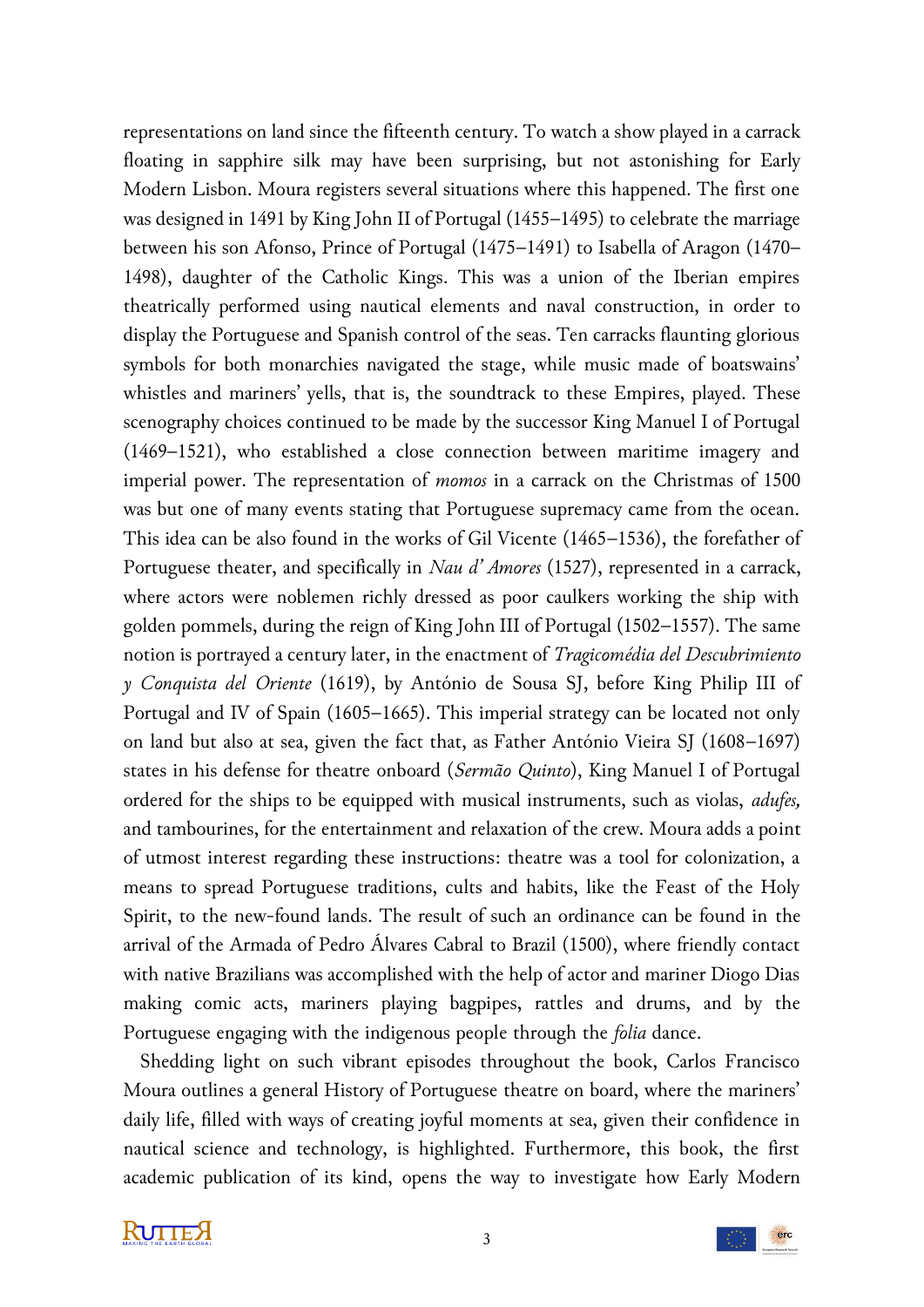representations on land since the fifteenth century. To watch a show played in a carrack floating in sapphire silk may have been surprising, but not astonishing for Early Modern Lisbon. Moura registers several situations where this happened. The first one was designed in 1491 by King John II of Portugal (1455–1495) to celebrate the marriage between his son Afonso, Prince of Portugal (1475–1491) to Isabella of Aragon (1470–1498), daughter of the Catholic Kings. This was a union of the Iberian empires theatrically performed using nautical elements and naval construction, in order to display the Portuguese and Spanish control of the seas. Ten carracks flaunting glorious symbols for both monarchies navigated the stage, while music made of boatswains' whistles and mariners' yells, that is, the soundtrack to these Empires, played. These scenography choices continued to be made by the successor King Manuel I of Portugal (1469–1521), who established a close connection between maritime imagery and imperial power. The representation of *momos* in a carrack on the Christmas of 1500 was but one of many events stating that Portuguese supremacy came from the ocean. This idea can be also found in the works of Gil Vicente (1465–1536), the forefather of Portuguese theater, and specifically in *Nau d' Amores* (1527), represented in a carrack, where actors were noblemen richly dressed as poor caulkers working the ship with golden pommels, during the reign of King John III of Portugal (1502–1557). The same notion is portrayed a century later, in the enactment of *Tragicomédia del Descubrimiento y Conquista del Oriente* (1619), by António de Sousa SJ, before King Philip III of Portugal and IV of Spain (1605–1665). This imperial strategy can be located not only on land but also at sea, given the fact that, as Father António Vieira SJ (1608–1697) states in his defense for theatre onboard (*Sermão Quinto*), King Manuel I of Portugal ordered for the ships to be equipped with musical instruments, such as violas, *adufes,* and tambourines, for the entertainment and relaxation of the crew. Moura adds a point of utmost interest regarding these instructions: theatre was a tool for colonization, a means to spread Portuguese traditions, cults and habits, like the Feast of the Holy Spirit, to the new-found lands. The result of such an ordinance can be found in the arrival of the Armada of Pedro Álvares Cabral to Brazil (1500), where friendly contact with native Brazilians was accomplished with the help of actor and mariner Diogo Dias making comic acts, mariners playing bagpipes, rattles and drums, and by the Portuguese engaging with the indigenous people through the *folia* dance.

Shedding light on such vibrant episodes throughout the book, Carlos Francisco Moura outlines a general History of Portuguese theatre on board, where the mariners' daily life, filled with ways of creating joyful moments at sea, given their confidence in nautical science and technology, is highlighted. Furthermore, this book, the first academic publication of its kind, opens the way to investigate how Early Modern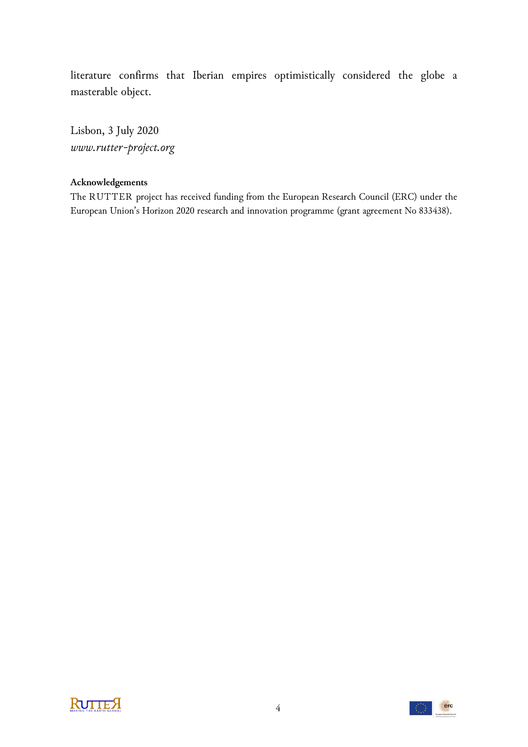literature confirms that Iberian empires optimistically considered the globe a masterable object.

Lisbon, 3 July 2020
*www.rutter-project.org*

**Acknowledgements**
The RUTTER project has received funding from the European Research Council (ERC) under the European Union's Horizon 2020 research and innovation programme (grant agreement No 833438).